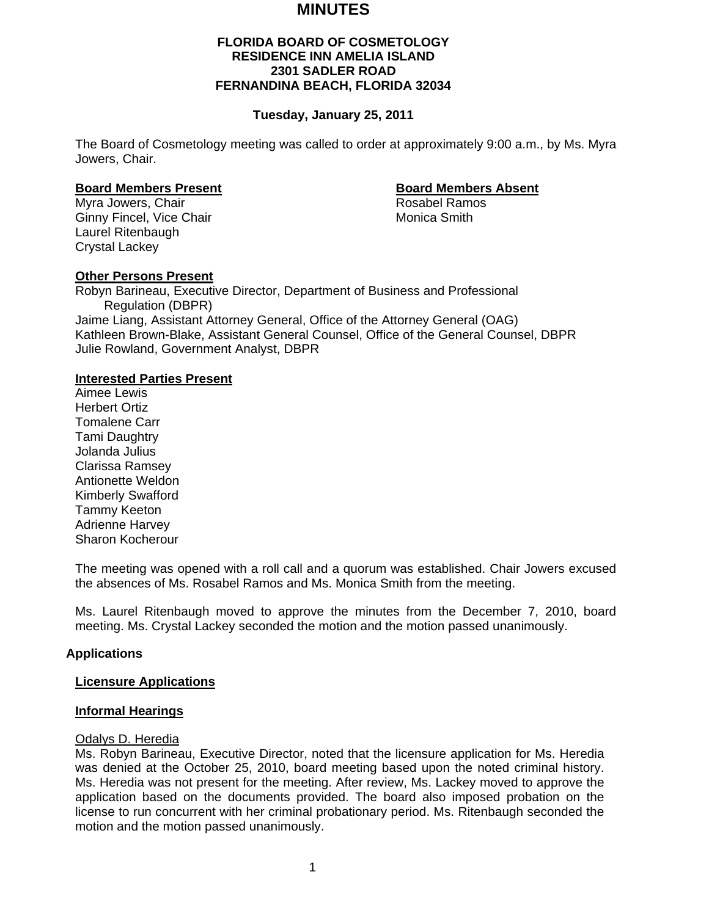# MINUTES

**FLORIDA BOARD OF COSMETOLOGY**
**RESIDENCE INN AMELIA ISLAND**
**2301 SADLER ROAD**
**FERNANDINA BEACH, FLORIDA 32034**

**Tuesday, January 25, 2011**

The Board of Cosmetology meeting was called to order at approximately 9:00 a.m., by Ms. Myra Jowers, Chair.

**Board Members Present**

Myra Jowers, Chair
Ginny Fincel, Vice Chair
Laurel Ritenbaugh
Crystal Lackey

**Board Members Absent**

Rosabel Ramos
Monica Smith

**Other Persons Present**

Robyn Barineau, Executive Director, Department of Business and Professional Regulation (DBPR)
Jaime Liang, Assistant Attorney General, Office of the Attorney General (OAG)
Kathleen Brown-Blake, Assistant General Counsel, Office of the General Counsel, DBPR
Julie Rowland, Government Analyst, DBPR

**Interested Parties Present**

Aimee Lewis
Herbert Ortiz
Tomalene Carr
Tami Daughtry
Jolanda Julius
Clarissa Ramsey
Antionette Weldon
Kimberly Swafford
Tammy Keeton
Adrienne Harvey
Sharon Kocherour

The meeting was opened with a roll call and a quorum was established. Chair Jowers excused the absences of Ms. Rosabel Ramos and Ms. Monica Smith from the meeting.

Ms. Laurel Ritenbaugh moved to approve the minutes from the December 7, 2010, board meeting. Ms. Crystal Lackey seconded the motion and the motion passed unanimously.

## Applications

### Licensure Applications

### Informal Hearings

Odalys D. Heredia

Ms. Robyn Barineau, Executive Director, noted that the licensure application for Ms. Heredia was denied at the October 25, 2010, board meeting based upon the noted criminal history. Ms. Heredia was not present for the meeting. After review, Ms. Lackey moved to approve the application based on the documents provided. The board also imposed probation on the license to run concurrent with her criminal probationary period. Ms. Ritenbaugh seconded the motion and the motion passed unanimously.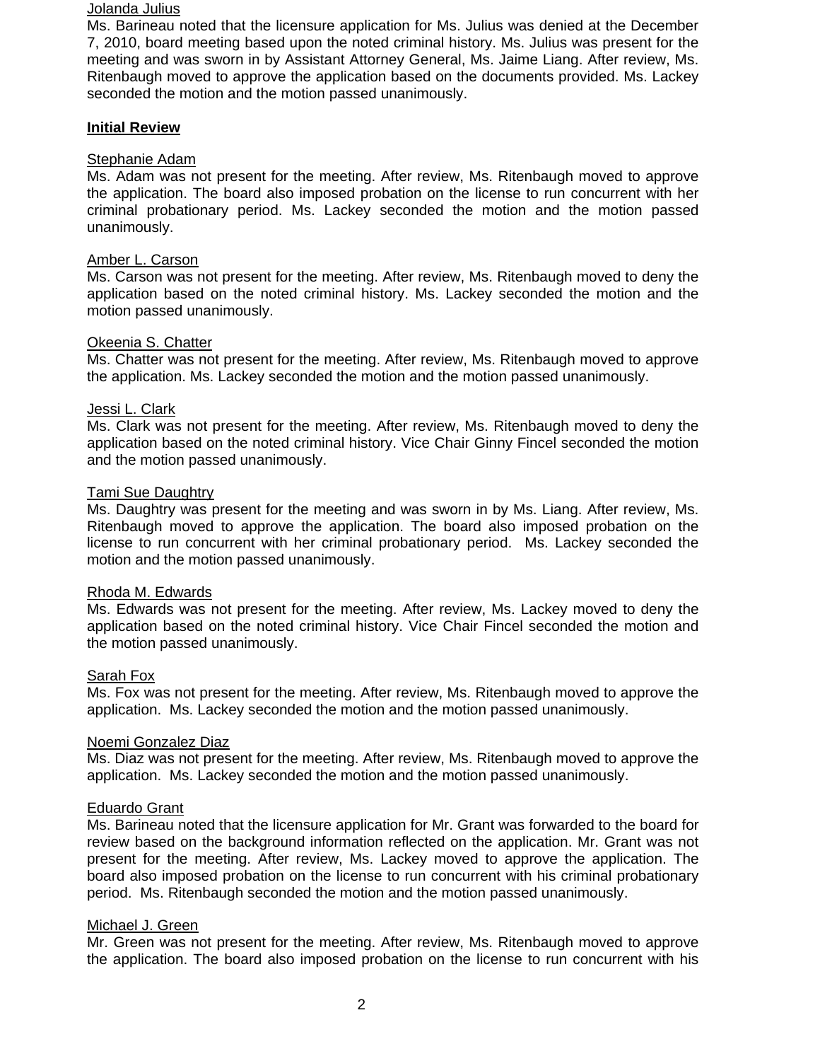Jolanda Julius

Ms. Barineau noted that the licensure application for Ms. Julius was denied at the December 7, 2010, board meeting based upon the noted criminal history. Ms. Julius was present for the meeting and was sworn in by Assistant Attorney General, Ms. Jaime Liang. After review, Ms. Ritenbaugh moved to approve the application based on the documents provided. Ms. Lackey seconded the motion and the motion passed unanimously.

**Initial Review**

Stephanie Adam

Ms. Adam was not present for the meeting. After review, Ms. Ritenbaugh moved to approve the application. The board also imposed probation on the license to run concurrent with her criminal probationary period. Ms. Lackey seconded the motion and the motion passed unanimously.

Amber L. Carson

Ms. Carson was not present for the meeting. After review, Ms. Ritenbaugh moved to deny the application based on the noted criminal history. Ms. Lackey seconded the motion and the motion passed unanimously.

Okeenia S. Chatter

Ms. Chatter was not present for the meeting. After review, Ms. Ritenbaugh moved to approve the application. Ms. Lackey seconded the motion and the motion passed unanimously.

Jessi L. Clark

Ms. Clark was not present for the meeting. After review, Ms. Ritenbaugh moved to deny the application based on the noted criminal history. Vice Chair Ginny Fincel seconded the motion and the motion passed unanimously.

Tami Sue Daughtry

Ms. Daughtry was present for the meeting and was sworn in by Ms. Liang. After review, Ms. Ritenbaugh moved to approve the application. The board also imposed probation on the license to run concurrent with her criminal probationary period. Ms. Lackey seconded the motion and the motion passed unanimously.

Rhoda M. Edwards

Ms. Edwards was not present for the meeting. After review, Ms. Lackey moved to deny the application based on the noted criminal history. Vice Chair Fincel seconded the motion and the motion passed unanimously.

Sarah Fox

Ms. Fox was not present for the meeting. After review, Ms. Ritenbaugh moved to approve the application. Ms. Lackey seconded the motion and the motion passed unanimously.

Noemi Gonzalez Diaz

Ms. Diaz was not present for the meeting. After review, Ms. Ritenbaugh moved to approve the application. Ms. Lackey seconded the motion and the motion passed unanimously.

Eduardo Grant

Ms. Barineau noted that the licensure application for Mr. Grant was forwarded to the board for review based on the background information reflected on the application. Mr. Grant was not present for the meeting. After review, Ms. Lackey moved to approve the application. The board also imposed probation on the license to run concurrent with his criminal probationary period. Ms. Ritenbaugh seconded the motion and the motion passed unanimously.

Michael J. Green

Mr. Green was not present for the meeting. After review, Ms. Ritenbaugh moved to approve the application. The board also imposed probation on the license to run concurrent with his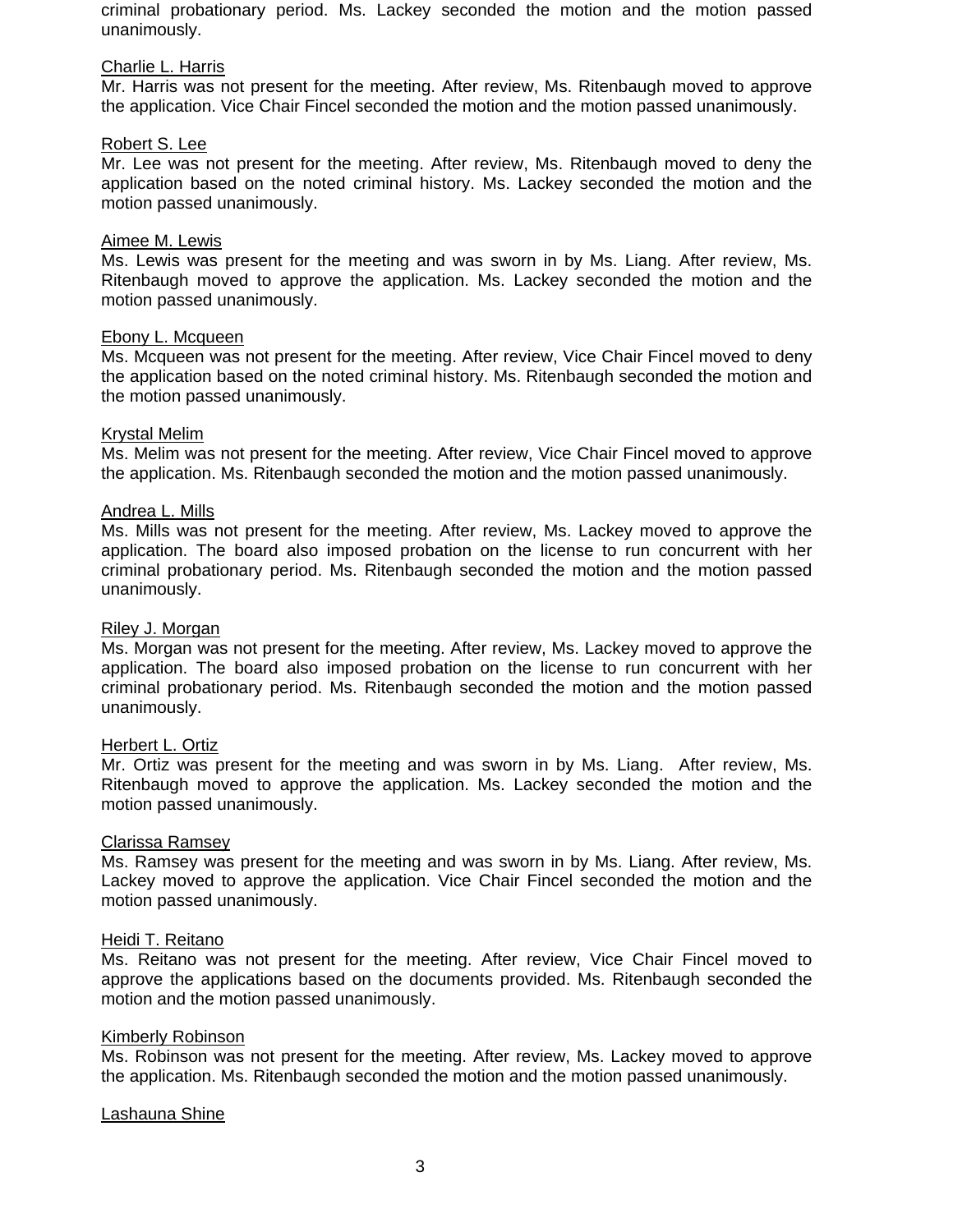criminal probationary period. Ms. Lackey seconded the motion and the motion passed unanimously.

Charlie L. Harris

Mr. Harris was not present for the meeting. After review, Ms. Ritenbaugh moved to approve the application. Vice Chair Fincel seconded the motion and the motion passed unanimously.

Robert S. Lee

Mr. Lee was not present for the meeting. After review, Ms. Ritenbaugh moved to deny the application based on the noted criminal history. Ms. Lackey seconded the motion and the motion passed unanimously.

Aimee M. Lewis

Ms. Lewis was present for the meeting and was sworn in by Ms. Liang. After review, Ms. Ritenbaugh moved to approve the application. Ms. Lackey seconded the motion and the motion passed unanimously.

Ebony L. Mcqueen

Ms. Mcqueen was not present for the meeting. After review, Vice Chair Fincel moved to deny the application based on the noted criminal history. Ms. Ritenbaugh seconded the motion and the motion passed unanimously.

Krystal Melim

Ms. Melim was not present for the meeting. After review, Vice Chair Fincel moved to approve the application. Ms. Ritenbaugh seconded the motion and the motion passed unanimously.

Andrea L. Mills

Ms. Mills was not present for the meeting. After review, Ms. Lackey moved to approve the application. The board also imposed probation on the license to run concurrent with her criminal probationary period. Ms. Ritenbaugh seconded the motion and the motion passed unanimously.

Riley J. Morgan

Ms. Morgan was not present for the meeting. After review, Ms. Lackey moved to approve the application. The board also imposed probation on the license to run concurrent with her criminal probationary period. Ms. Ritenbaugh seconded the motion and the motion passed unanimously.

Herbert L. Ortiz

Mr. Ortiz was present for the meeting and was sworn in by Ms. Liang. After review, Ms. Ritenbaugh moved to approve the application. Ms. Lackey seconded the motion and the motion passed unanimously.

Clarissa Ramsey

Ms. Ramsey was present for the meeting and was sworn in by Ms. Liang. After review, Ms. Lackey moved to approve the application. Vice Chair Fincel seconded the motion and the motion passed unanimously.

Heidi T. Reitano

Ms. Reitano was not present for the meeting. After review, Vice Chair Fincel moved to approve the applications based on the documents provided. Ms. Ritenbaugh seconded the motion and the motion passed unanimously.

Kimberly Robinson

Ms. Robinson was not present for the meeting. After review, Ms. Lackey moved to approve the application. Ms. Ritenbaugh seconded the motion and the motion passed unanimously.

Lashauna Shine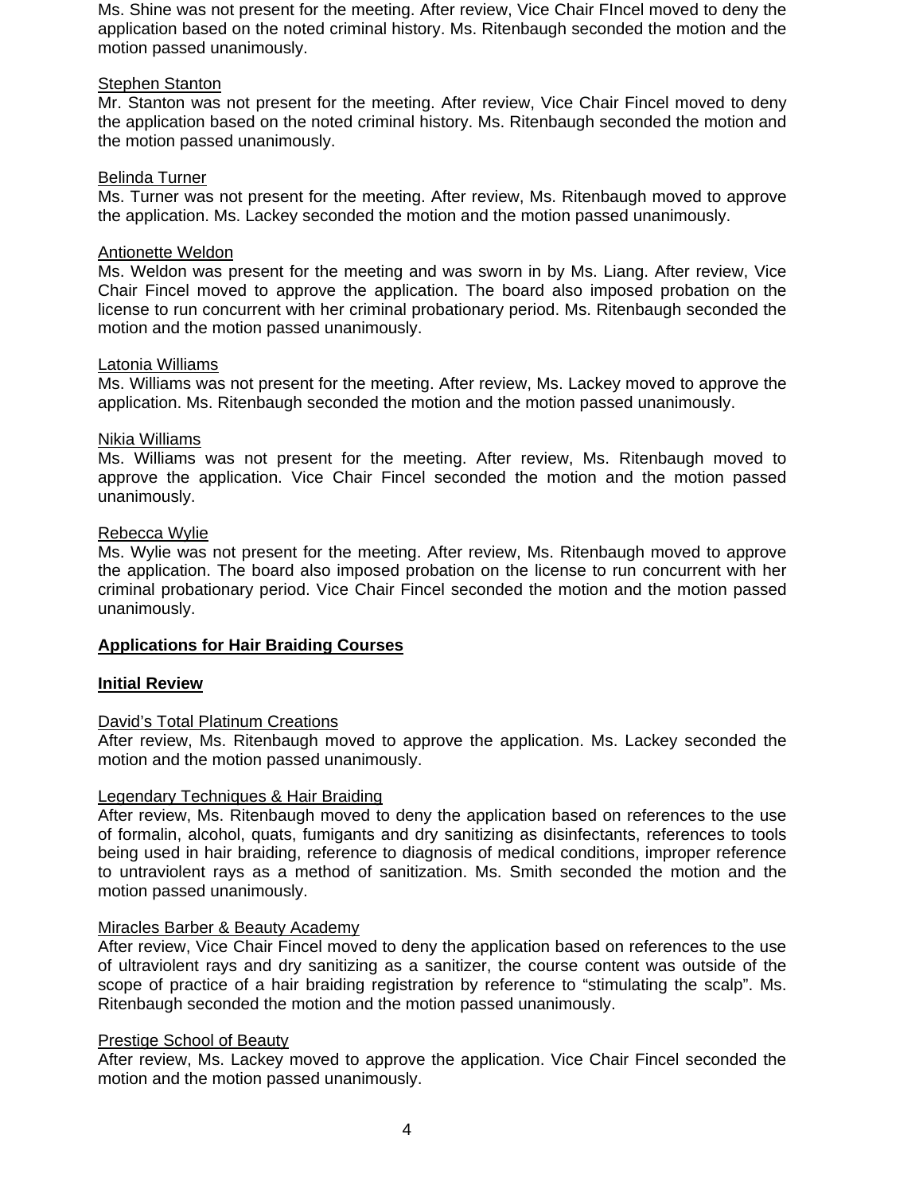Ms. Shine was not present for the meeting. After review, Vice Chair FIncel moved to deny the application based on the noted criminal history. Ms. Ritenbaugh seconded the motion and the motion passed unanimously.

Stephen Stanton

Mr. Stanton was not present for the meeting. After review, Vice Chair Fincel moved to deny the application based on the noted criminal history. Ms. Ritenbaugh seconded the motion and the motion passed unanimously.

Belinda Turner

Ms. Turner was not present for the meeting. After review, Ms. Ritenbaugh moved to approve the application. Ms. Lackey seconded the motion and the motion passed unanimously.

Antionette Weldon

Ms. Weldon was present for the meeting and was sworn in by Ms. Liang. After review, Vice Chair Fincel moved to approve the application. The board also imposed probation on the license to run concurrent with her criminal probationary period. Ms. Ritenbaugh seconded the motion and the motion passed unanimously.

Latonia Williams

Ms. Williams was not present for the meeting. After review, Ms. Lackey moved to approve the application. Ms. Ritenbaugh seconded the motion and the motion passed unanimously.

Nikia Williams

Ms. Williams was not present for the meeting. After review, Ms. Ritenbaugh moved to approve the application. Vice Chair Fincel seconded the motion and the motion passed unanimously.

Rebecca Wylie

Ms. Wylie was not present for the meeting. After review, Ms. Ritenbaugh moved to approve the application. The board also imposed probation on the license to run concurrent with her criminal probationary period. Vice Chair Fincel seconded the motion and the motion passed unanimously.

**Applications for Hair Braiding Courses**

**Initial Review**

David's Total Platinum Creations

After review, Ms. Ritenbaugh moved to approve the application. Ms. Lackey seconded the motion and the motion passed unanimously.

Legendary Techniques & Hair Braiding

After review, Ms. Ritenbaugh moved to deny the application based on references to the use of formalin, alcohol, quats, fumigants and dry sanitizing as disinfectants, references to tools being used in hair braiding, reference to diagnosis of medical conditions, improper reference to untraviolent rays as a method of sanitization. Ms. Smith seconded the motion and the motion passed unanimously.

Miracles Barber & Beauty Academy

After review, Vice Chair Fincel moved to deny the application based on references to the use of ultraviolent rays and dry sanitizing as a sanitizer, the course content was outside of the scope of practice of a hair braiding registration by reference to "stimulating the scalp". Ms. Ritenbaugh seconded the motion and the motion passed unanimously.

Prestige School of Beauty

After review, Ms. Lackey moved to approve the application. Vice Chair Fincel seconded the motion and the motion passed unanimously.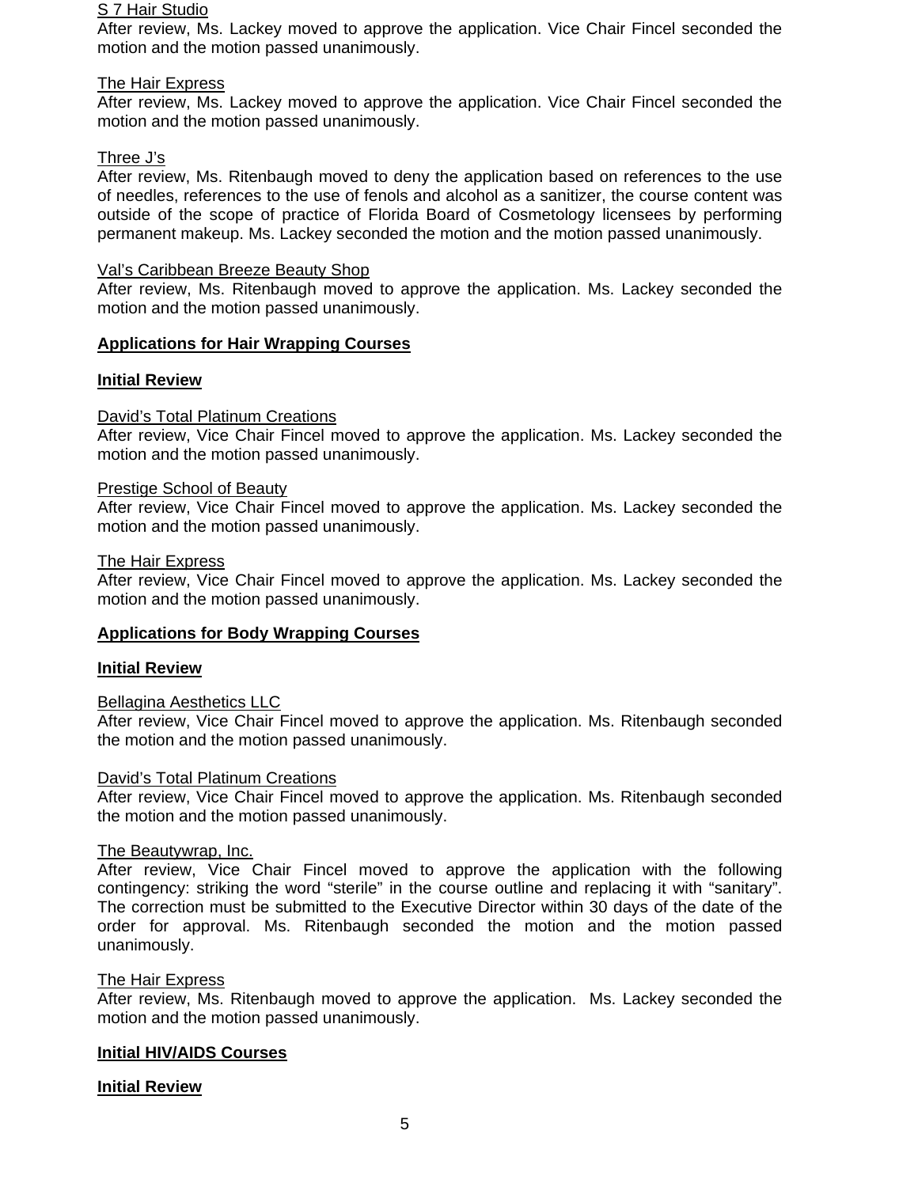S 7 Hair Studio

After review, Ms. Lackey moved to approve the application. Vice Chair Fincel seconded the motion and the motion passed unanimously.

The Hair Express

After review, Ms. Lackey moved to approve the application. Vice Chair Fincel seconded the motion and the motion passed unanimously.

Three J's

After review, Ms. Ritenbaugh moved to deny the application based on references to the use of needles, references to the use of fenols and alcohol as a sanitizer, the course content was outside of the scope of practice of Florida Board of Cosmetology licensees by performing permanent makeup. Ms. Lackey seconded the motion and the motion passed unanimously.

Val's Caribbean Breeze Beauty Shop

After review, Ms. Ritenbaugh moved to approve the application. Ms. Lackey seconded the motion and the motion passed unanimously.

## Applications for Hair Wrapping Courses

### Initial Review

David's Total Platinum Creations

After review, Vice Chair Fincel moved to approve the application. Ms. Lackey seconded the motion and the motion passed unanimously.

Prestige School of Beauty

After review, Vice Chair Fincel moved to approve the application. Ms. Lackey seconded the motion and the motion passed unanimously.

The Hair Express

After review, Vice Chair Fincel moved to approve the application. Ms. Lackey seconded the motion and the motion passed unanimously.

## Applications for Body Wrapping Courses

### Initial Review

Bellagina Aesthetics LLC

After review, Vice Chair Fincel moved to approve the application. Ms. Ritenbaugh seconded the motion and the motion passed unanimously.

David's Total Platinum Creations

After review, Vice Chair Fincel moved to approve the application. Ms. Ritenbaugh seconded the motion and the motion passed unanimously.

The Beautywrap, Inc.

After review, Vice Chair Fincel moved to approve the application with the following contingency: striking the word "sterile" in the course outline and replacing it with "sanitary". The correction must be submitted to the Executive Director within 30 days of the date of the order for approval. Ms. Ritenbaugh seconded the motion and the motion passed unanimously.

The Hair Express

After review, Ms. Ritenbaugh moved to approve the application. Ms. Lackey seconded the motion and the motion passed unanimously.

## Initial HIV/AIDS Courses

### Initial Review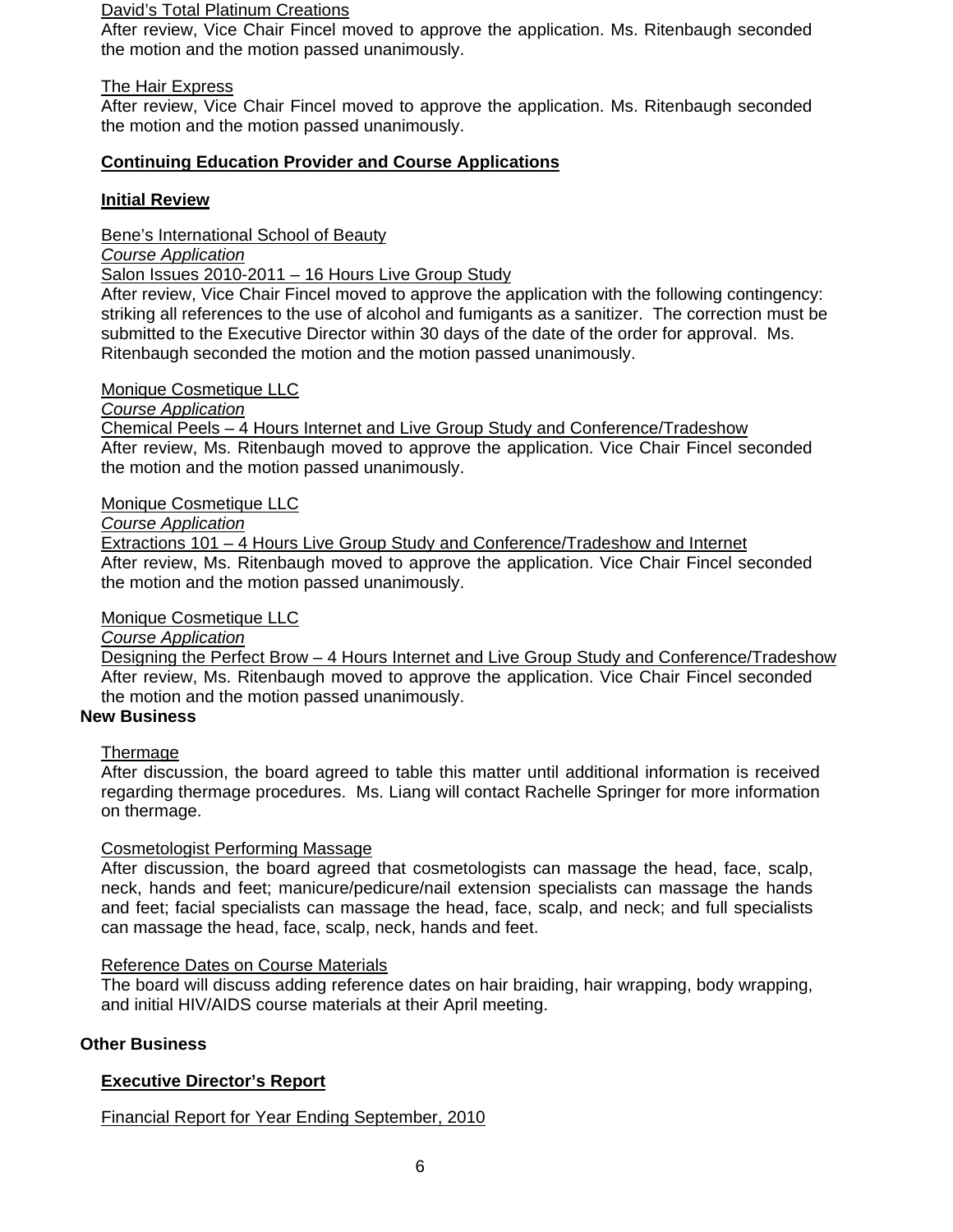David's Total Platinum Creations

After review, Vice Chair Fincel moved to approve the application. Ms. Ritenbaugh seconded the motion and the motion passed unanimously.

The Hair Express

After review, Vice Chair Fincel moved to approve the application. Ms. Ritenbaugh seconded the motion and the motion passed unanimously.

**Continuing Education Provider and Course Applications**

**Initial Review**

Bene's International School of Beauty
*Course Application*
Salon Issues 2010-2011 – 16 Hours Live Group Study

After review, Vice Chair Fincel moved to approve the application with the following contingency: striking all references to the use of alcohol and fumigants as a sanitizer. The correction must be submitted to the Executive Director within 30 days of the date of the order for approval. Ms. Ritenbaugh seconded the motion and the motion passed unanimously.

Monique Cosmetique LLC
*Course Application*
Chemical Peels – 4 Hours Internet and Live Group Study and Conference/Tradeshow

After review, Ms. Ritenbaugh moved to approve the application. Vice Chair Fincel seconded the motion and the motion passed unanimously.

Monique Cosmetique LLC
*Course Application*
Extractions 101 – 4 Hours Live Group Study and Conference/Tradeshow and Internet

After review, Ms. Ritenbaugh moved to approve the application. Vice Chair Fincel seconded the motion and the motion passed unanimously.

Monique Cosmetique LLC
*Course Application*
Designing the Perfect Brow – 4 Hours Internet and Live Group Study and Conference/Tradeshow

After review, Ms. Ritenbaugh moved to approve the application. Vice Chair Fincel seconded the motion and the motion passed unanimously.

**New Business**

Thermage

After discussion, the board agreed to table this matter until additional information is received regarding thermage procedures. Ms. Liang will contact Rachelle Springer for more information on thermage.

Cosmetologist Performing Massage

After discussion, the board agreed that cosmetologists can massage the head, face, scalp, neck, hands and feet; manicure/pedicure/nail extension specialists can massage the hands and feet; facial specialists can massage the head, face, scalp, and neck; and full specialists can massage the head, face, scalp, neck, hands and feet.

Reference Dates on Course Materials

The board will discuss adding reference dates on hair braiding, hair wrapping, body wrapping, and initial HIV/AIDS course materials at their April meeting.

**Other Business**

**Executive Director's Report**

Financial Report for Year Ending September, 2010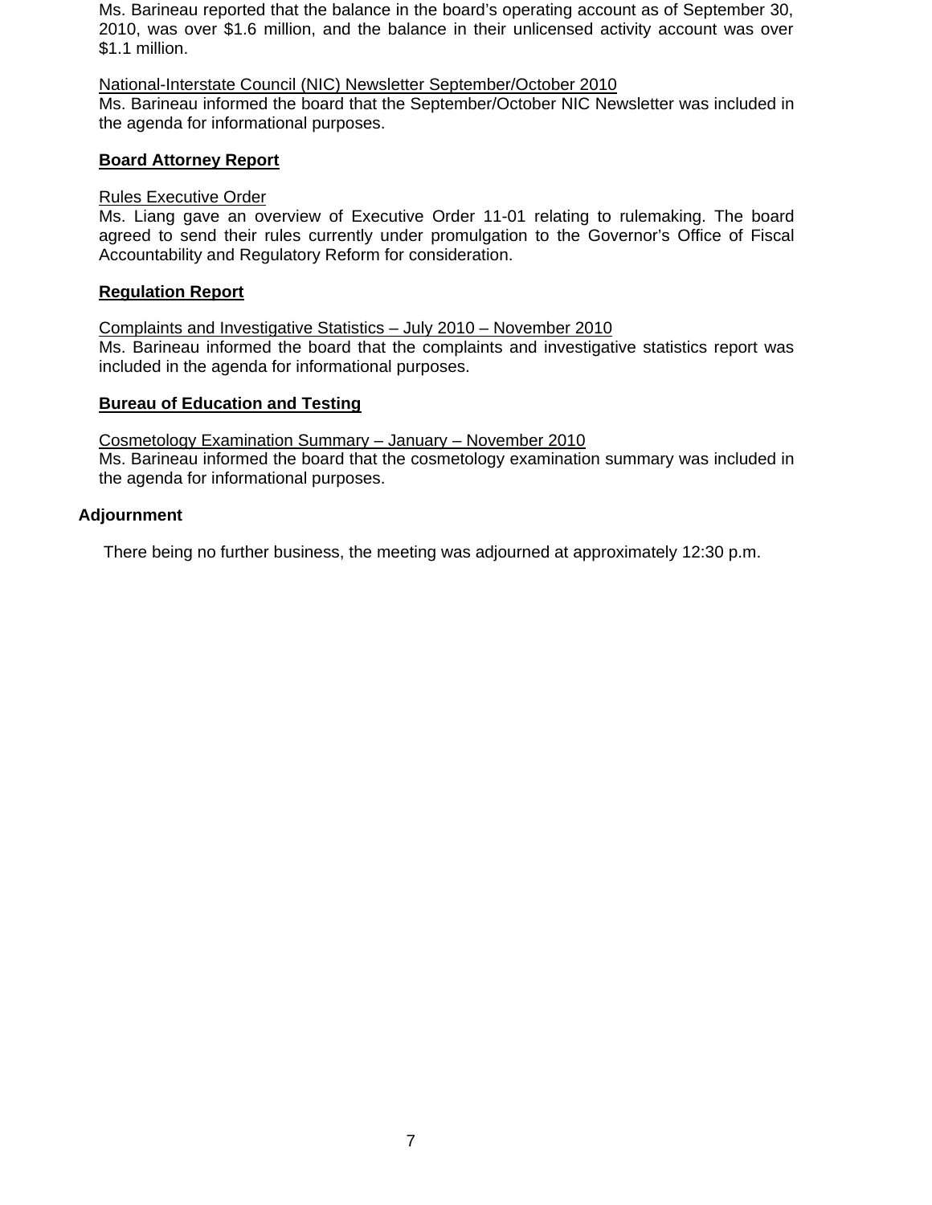Ms. Barineau reported that the balance in the board's operating account as of September 30, 2010, was over $1.6 million, and the balance in their unlicensed activity account was over $1.1 million.

National-Interstate Council (NIC) Newsletter September/October 2010

Ms. Barineau informed the board that the September/October NIC Newsletter was included in the agenda for informational purposes.

### Board Attorney Report

Rules Executive Order

Ms. Liang gave an overview of Executive Order 11-01 relating to rulemaking. The board agreed to send their rules currently under promulgation to the Governor's Office of Fiscal Accountability and Regulatory Reform for consideration.

### Regulation Report

Complaints and Investigative Statistics – July 2010 – November 2010

Ms. Barineau informed the board that the complaints and investigative statistics report was included in the agenda for informational purposes.

### Bureau of Education and Testing

Cosmetology Examination Summary – January – November 2010

Ms. Barineau informed the board that the cosmetology examination summary was included in the agenda for informational purposes.

## Adjournment

There being no further business, the meeting was adjourned at approximately 12:30 p.m.